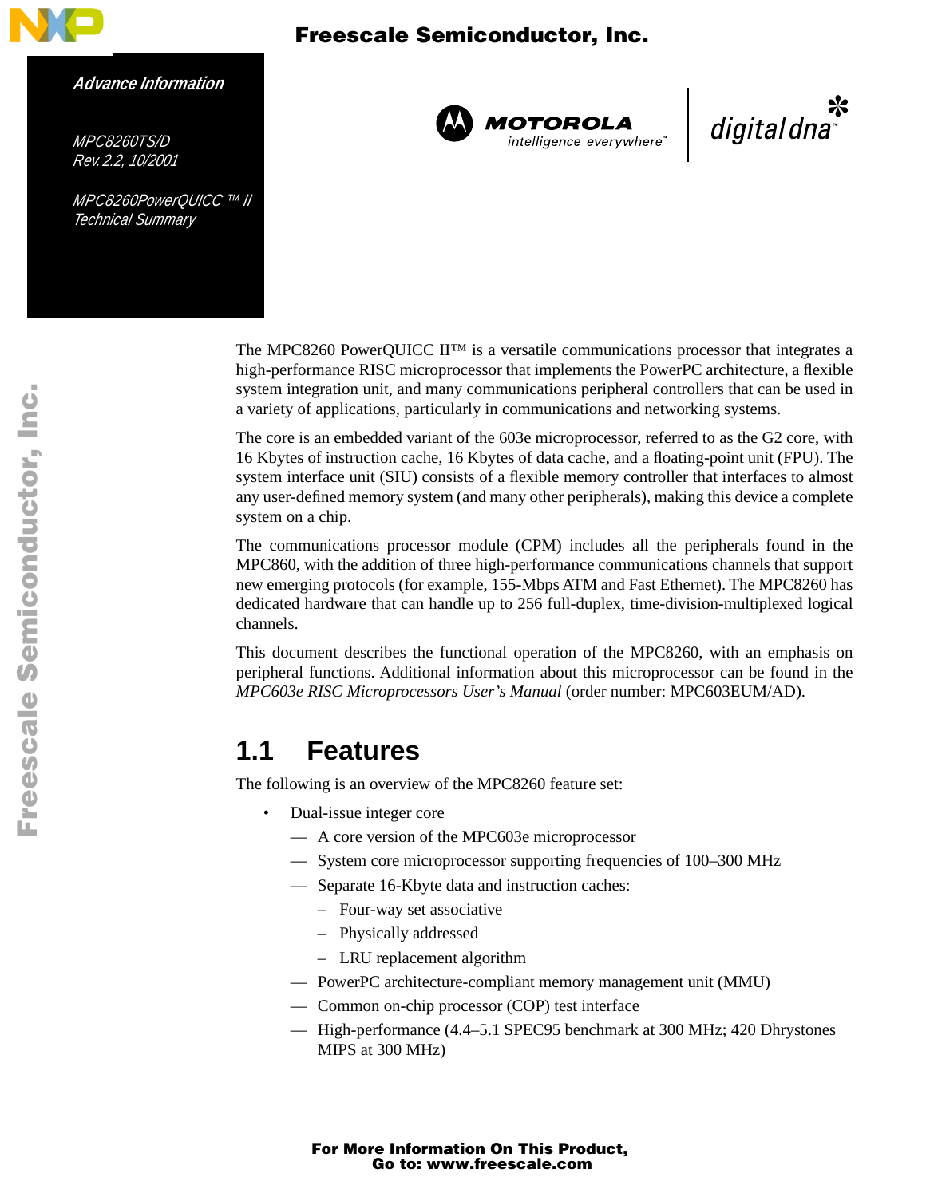*Advance Information*

*MPC8260TS/D*
*Rev. 2.2, 10/2001*

*MPC8260PowerQUICC ™ II*
*Technical Summary*

The MPC8260 PowerQUICC II™ is a versatile communications processor that integrates a high-performance RISC microprocessor that implements the PowerPC architecture, a flexible system integration unit, and many communications peripheral controllers that can be used in a variety of applications, particularly in communications and networking systems.

The core is an embedded variant of the 603e microprocessor, referred to as the G2 core, with 16 Kbytes of instruction cache, 16 Kbytes of data cache, and a floating-point unit (FPU). The system interface unit (SIU) consists of a flexible memory controller that interfaces to almost any user-defined memory system (and many other peripherals), making this device a complete system on a chip.

The communications processor module (CPM) includes all the peripherals found in the MPC860, with the addition of three high-performance communications channels that support new emerging protocols (for example, 155-Mbps ATM and Fast Ethernet). The MPC8260 has dedicated hardware that can handle up to 256 full-duplex, time-division-multiplexed logical channels.

This document describes the functional operation of the MPC8260, with an emphasis on peripheral functions. Additional information about this microprocessor can be found in the *MPC603e RISC Microprocessors User's Manual* (order number: MPC603EUM/AD).

## 1.1 Features

The following is an overview of the MPC8260 feature set:

- Dual-issue integer core
  - A core version of the MPC603e microprocessor
  - System core microprocessor supporting frequencies of 100–300 MHz
  - Separate 16-Kbyte data and instruction caches:
    - Four-way set associative
    - Physically addressed
    - LRU replacement algorithm
  - PowerPC architecture-compliant memory management unit (MMU)
  - Common on-chip processor (COP) test interface
  - High-performance (4.4–5.1 SPEC95 benchmark at 300 MHz; 420 Dhrystones MIPS at 300 MHz)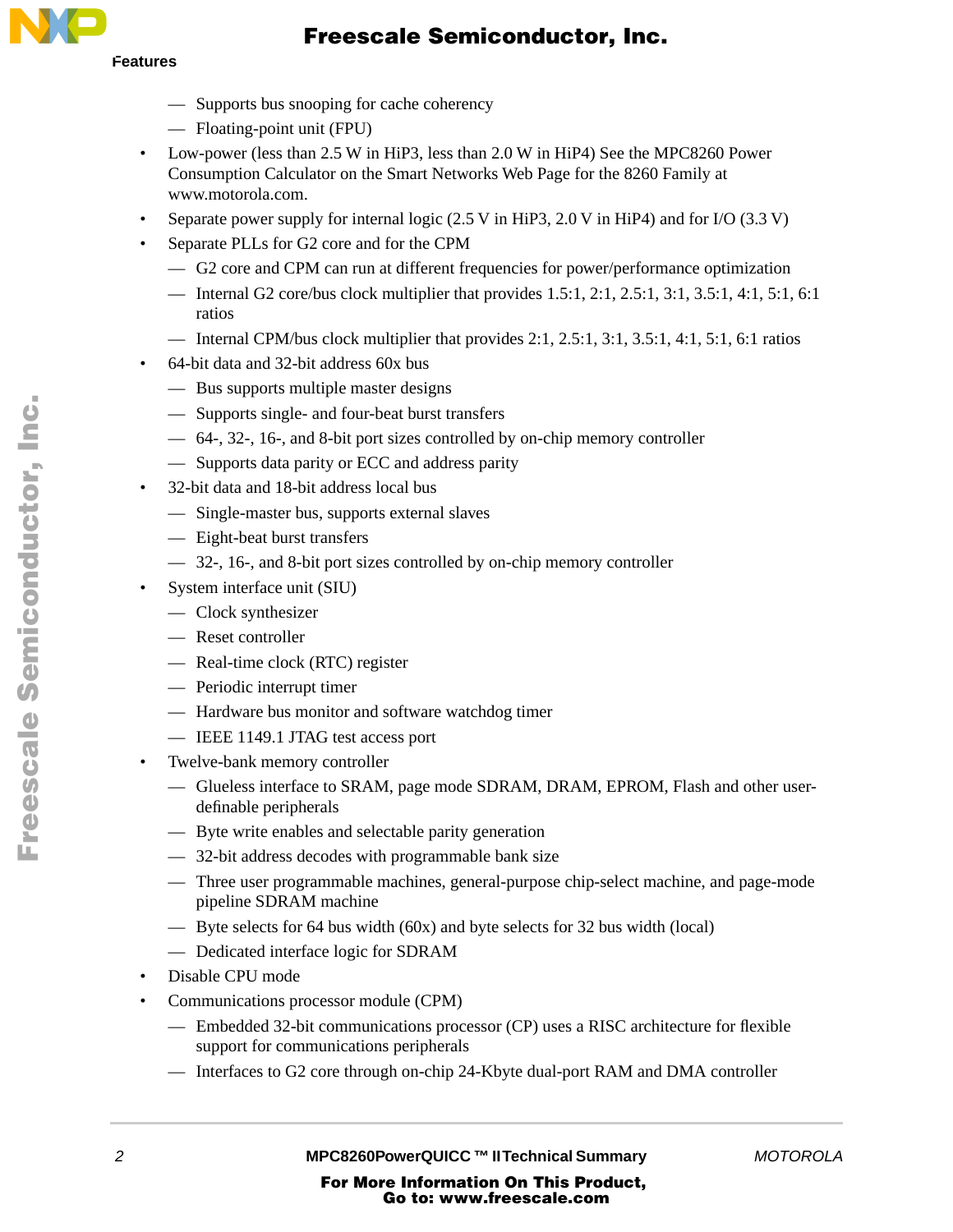- Supports bus snooping for cache coherency
- Floating-point unit (FPU)

- Low-power (less than 2.5 W in HiP3, less than 2.0 W in HiP4) See the MPC8260 Power Consumption Calculator on the Smart Networks Web Page for the 8260 Family at www.motorola.com.
- Separate power supply for internal logic (2.5 V in HiP3, 2.0 V in HiP4) and for I/O (3.3 V)
- Separate PLLs for G2 core and for the CPM
  - G2 core and CPM can run at different frequencies for power/performance optimization
  - Internal G2 core/bus clock multiplier that provides 1.5:1, 2:1, 2.5:1, 3:1, 3.5:1, 4:1, 5:1, 6:1 ratios
  - Internal CPM/bus clock multiplier that provides 2:1, 2.5:1, 3:1, 3.5:1, 4:1, 5:1, 6:1 ratios
- 64-bit data and 32-bit address 60x bus
  - Bus supports multiple master designs
  - Supports single- and four-beat burst transfers
  - 64-, 32-, 16-, and 8-bit port sizes controlled by on-chip memory controller
  - Supports data parity or ECC and address parity
- 32-bit data and 18-bit address local bus
  - Single-master bus, supports external slaves
  - Eight-beat burst transfers
  - 32-, 16-, and 8-bit port sizes controlled by on-chip memory controller
- System interface unit (SIU)
  - Clock synthesizer
  - Reset controller
  - Real-time clock (RTC) register
  - Periodic interrupt timer
  - Hardware bus monitor and software watchdog timer
  - IEEE 1149.1 JTAG test access port
- Twelve-bank memory controller
  - Glueless interface to SRAM, page mode SDRAM, DRAM, EPROM, Flash and other user-definable peripherals
  - Byte write enables and selectable parity generation
  - 32-bit address decodes with programmable bank size
  - Three user programmable machines, general-purpose chip-select machine, and page-mode pipeline SDRAM machine
  - Byte selects for 64 bus width (60x) and byte selects for 32 bus width (local)
  - Dedicated interface logic for SDRAM
- Disable CPU mode
- Communications processor module (CPM)
  - Embedded 32-bit communications processor (CP) uses a RISC architecture for flexible support for communications peripherals
  - Interfaces to G2 core through on-chip 24-Kbyte dual-port RAM and DMA controller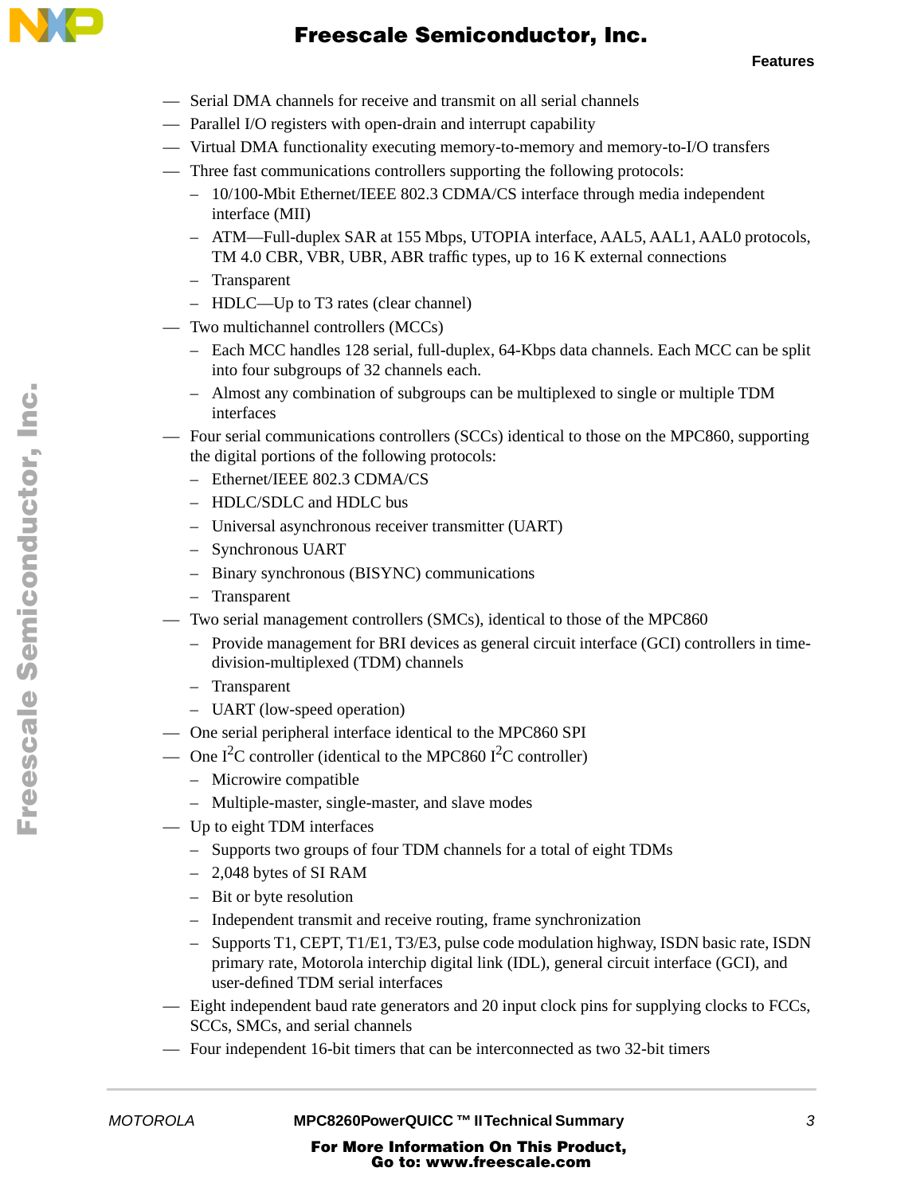- Serial DMA channels for receive and transmit on all serial channels
- Parallel I/O registers with open-drain and interrupt capability
- Virtual DMA functionality executing memory-to-memory and memory-to-I/O transfers
- Three fast communications controllers supporting the following protocols:
  - 10/100-Mbit Ethernet/IEEE 802.3 CDMA/CS interface through media independent interface (MII)
  - ATM—Full-duplex SAR at 155 Mbps, UTOPIA interface, AAL5, AAL1, AAL0 protocols, TM 4.0 CBR, VBR, UBR, ABR traffic types, up to 16 K external connections
  - Transparent
  - HDLC—Up to T3 rates (clear channel)
- Two multichannel controllers (MCCs)
  - Each MCC handles 128 serial, full-duplex, 64-Kbps data channels. Each MCC can be split into four subgroups of 32 channels each.
  - Almost any combination of subgroups can be multiplexed to single or multiple TDM interfaces
- Four serial communications controllers (SCCs) identical to those on the MPC860, supporting the digital portions of the following protocols:
  - Ethernet/IEEE 802.3 CDMA/CS
  - HDLC/SDLC and HDLC bus
  - Universal asynchronous receiver transmitter (UART)
  - Synchronous UART
  - Binary synchronous (BISYNC) communications
  - Transparent
- Two serial management controllers (SMCs), identical to those of the MPC860
  - Provide management for BRI devices as general circuit interface (GCI) controllers in time-division-multiplexed (TDM) channels
  - Transparent
  - UART (low-speed operation)
- One serial peripheral interface identical to the MPC860 SPI
- One $I^2C$ controller (identical to the MPC860 $I^2C$ controller)
  - Microwire compatible
  - Multiple-master, single-master, and slave modes
- Up to eight TDM interfaces
  - Supports two groups of four TDM channels for a total of eight TDMs
  - 2,048 bytes of SI RAM
  - Bit or byte resolution
  - Independent transmit and receive routing, frame synchronization
  - Supports T1, CEPT, T1/E1, T3/E3, pulse code modulation highway, ISDN basic rate, ISDN primary rate, Motorola interchip digital link (IDL), general circuit interface (GCI), and user-defined TDM serial interfaces
- Eight independent baud rate generators and 20 input clock pins for supplying clocks to FCCs, SCCs, SMCs, and serial channels
- Four independent 16-bit timers that can be interconnected as two 32-bit timers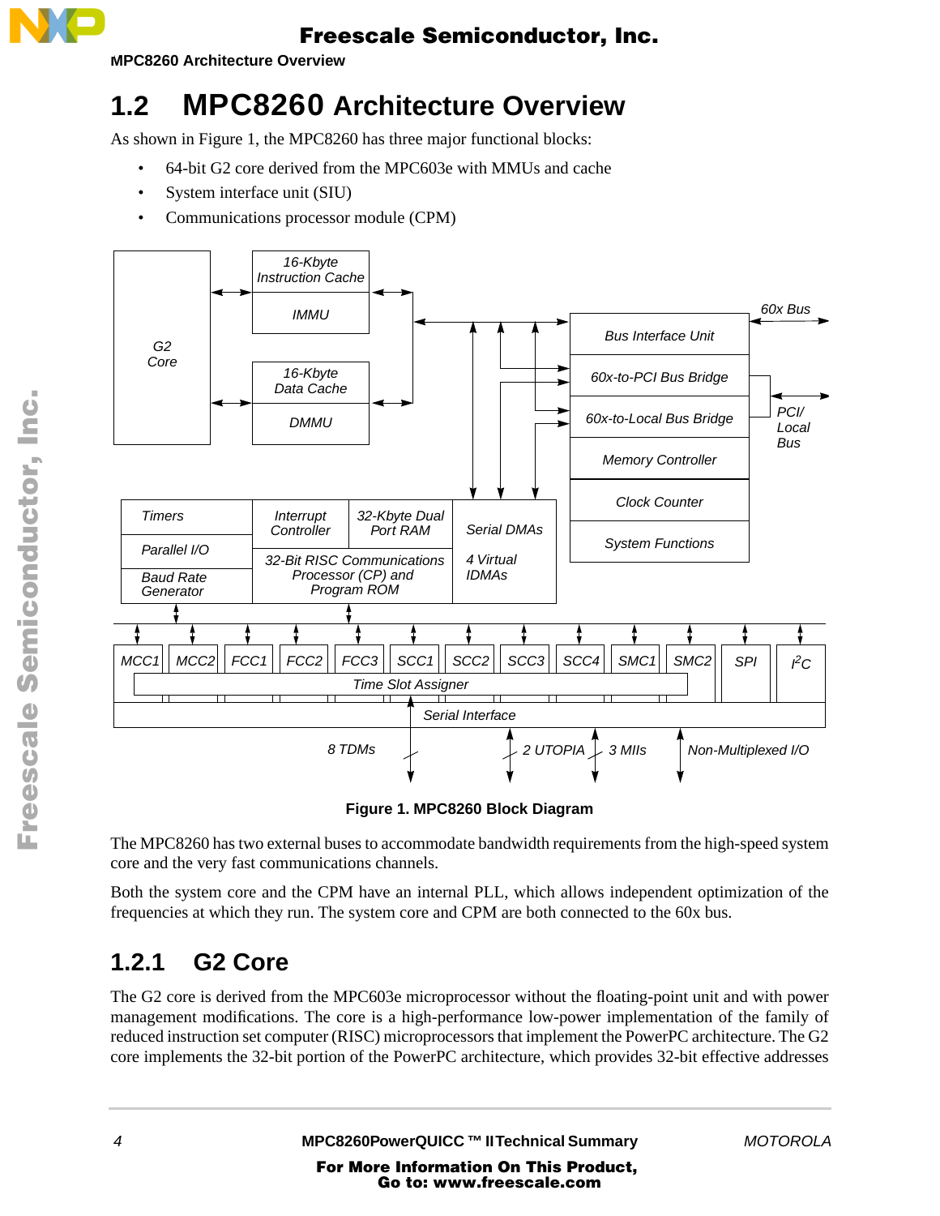## 1.2 MPC8260 Architecture Overview

As shown in Figure 1, the MPC8260 has three major functional blocks:

- 64-bit G2 core derived from the MPC603e with MMUs and cache
- System interface unit (SIU)
- Communications processor module (CPM)

**Figure 1. MPC8260 Block Diagram**

The MPC8260 has two external buses to accommodate bandwidth requirements from the high-speed system core and the very fast communications channels.

Both the system core and the CPM have an internal PLL, which allows independent optimization of the frequencies at which they run. The system core and CPM are both connected to the 60x bus.

### 1.2.1 G2 Core

The G2 core is derived from the MPC603e microprocessor without the floating-point unit and with power management modifications. The core is a high-performance low-power implementation of the family of reduced instruction set computer (RISC) microprocessors that implement the PowerPC architecture. The G2 core implements the 32-bit portion of the PowerPC architecture, which provides 32-bit effective addresses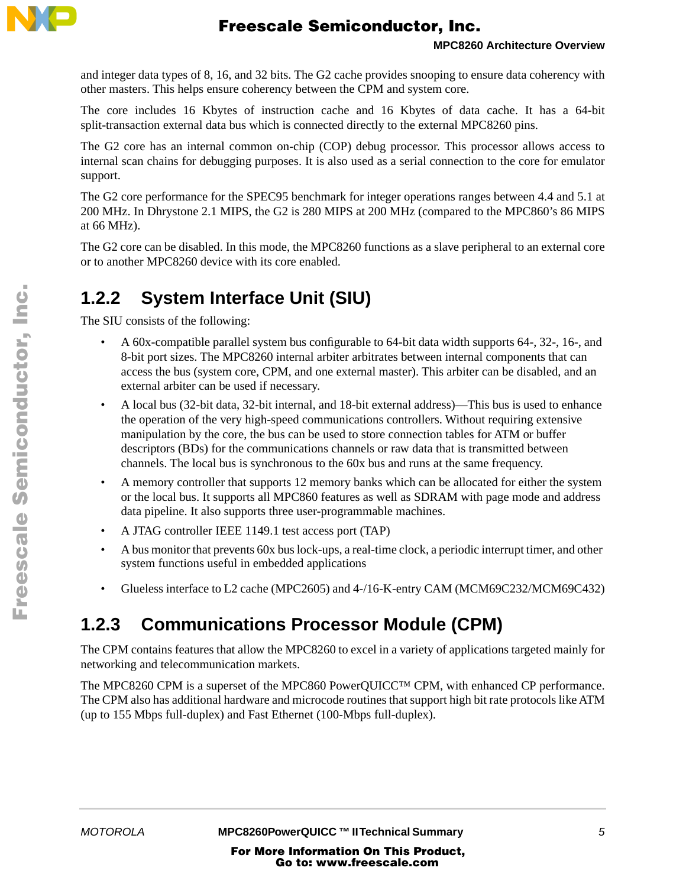and integer data types of 8, 16, and 32 bits. The G2 cache provides snooping to ensure data coherency with other masters. This helps ensure coherency between the CPM and system core.

The core includes 16 Kbytes of instruction cache and 16 Kbytes of data cache. It has a 64-bit split-transaction external data bus which is connected directly to the external MPC8260 pins.

The G2 core has an internal common on-chip (COP) debug processor. This processor allows access to internal scan chains for debugging purposes. It is also used as a serial connection to the core for emulator support.

The G2 core performance for the SPEC95 benchmark for integer operations ranges between 4.4 and 5.1 at 200 MHz. In Dhrystone 2.1 MIPS, the G2 is 280 MIPS at 200 MHz (compared to the MPC860's 86 MIPS at 66 MHz).

The G2 core can be disabled. In this mode, the MPC8260 functions as a slave peripheral to an external core or to another MPC8260 device with its core enabled.

### 1.2.2 System Interface Unit (SIU)

The SIU consists of the following:

- A 60x-compatible parallel system bus configurable to 64-bit data width supports 64-, 32-, 16-, and 8-bit port sizes. The MPC8260 internal arbiter arbitrates between internal components that can access the bus (system core, CPM, and one external master). This arbiter can be disabled, and an external arbiter can be used if necessary.
- A local bus (32-bit data, 32-bit internal, and 18-bit external address)—This bus is used to enhance the operation of the very high-speed communications controllers. Without requiring extensive manipulation by the core, the bus can be used to store connection tables for ATM or buffer descriptors (BDs) for the communications channels or raw data that is transmitted between channels. The local bus is synchronous to the 60x bus and runs at the same frequency.
- A memory controller that supports 12 memory banks which can be allocated for either the system or the local bus. It supports all MPC860 features as well as SDRAM with page mode and address data pipeline. It also supports three user-programmable machines.
- A JTAG controller IEEE 1149.1 test access port (TAP)
- A bus monitor that prevents 60x bus lock-ups, a real-time clock, a periodic interrupt timer, and other system functions useful in embedded applications
- Glueless interface to L2 cache (MPC2605) and 4-/16-K-entry CAM (MCM69C232/MCM69C432)

### 1.2.3 Communications Processor Module (CPM)

The CPM contains features that allow the MPC8260 to excel in a variety of applications targeted mainly for networking and telecommunication markets.

The MPC8260 CPM is a superset of the MPC860 PowerQUICC™ CPM, with enhanced CP performance. The CPM also has additional hardware and microcode routines that support high bit rate protocols like ATM (up to 155 Mbps full-duplex) and Fast Ethernet (100-Mbps full-duplex).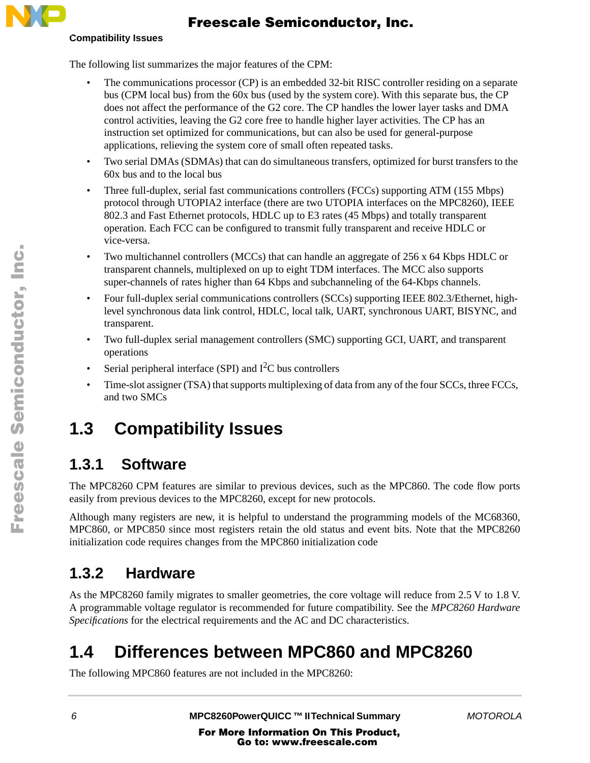The following list summarizes the major features of the CPM:

- The communications processor (CP) is an embedded 32-bit RISC controller residing on a separate bus (CPM local bus) from the 60x bus (used by the system core). With this separate bus, the CP does not affect the performance of the G2 core. The CP handles the lower layer tasks and DMA control activities, leaving the G2 core free to handle higher layer activities. The CP has an instruction set optimized for communications, but can also be used for general-purpose applications, relieving the system core of small often repeated tasks.
- Two serial DMAs (SDMAs) that can do simultaneous transfers, optimized for burst transfers to the 60x bus and to the local bus
- Three full-duplex, serial fast communications controllers (FCCs) supporting ATM (155 Mbps) protocol through UTOPIA2 interface (there are two UTOPIA interfaces on the MPC8260), IEEE 802.3 and Fast Ethernet protocols, HDLC up to E3 rates (45 Mbps) and totally transparent operation. Each FCC can be configured to transmit fully transparent and receive HDLC or vice-versa.
- Two multichannel controllers (MCCs) that can handle an aggregate of 256 x 64 Kbps HDLC or transparent channels, multiplexed on up to eight TDM interfaces. The MCC also supports super-channels of rates higher than 64 Kbps and subchanneling of the 64-Kbps channels.
- Four full-duplex serial communications controllers (SCCs) supporting IEEE 802.3/Ethernet, high-level synchronous data link control, HDLC, local talk, UART, synchronous UART, BISYNC, and transparent.
- Two full-duplex serial management controllers (SMC) supporting GCI, UART, and transparent operations
- Serial peripheral interface (SPI) and $I^2C$ bus controllers
- Time-slot assigner (TSA) that supports multiplexing of data from any of the four SCCs, three FCCs, and two SMCs

# 1.3 Compatibility Issues

## 1.3.1 Software

The MPC8260 CPM features are similar to previous devices, such as the MPC860. The code flow ports easily from previous devices to the MPC8260, except for new protocols.

Although many registers are new, it is helpful to understand the programming models of the MC68360, MPC860, or MPC850 since most registers retain the old status and event bits. Note that the MPC8260 initialization code requires changes from the MPC860 initialization code

## 1.3.2 Hardware

As the MPC8260 family migrates to smaller geometries, the core voltage will reduce from 2.5 V to 1.8 V. A programmable voltage regulator is recommended for future compatibility. See the *MPC8260 Hardware Specifications* for the electrical requirements and the AC and DC characteristics.

# 1.4 Differences between MPC860 and MPC8260

The following MPC860 features are not included in the MPC8260: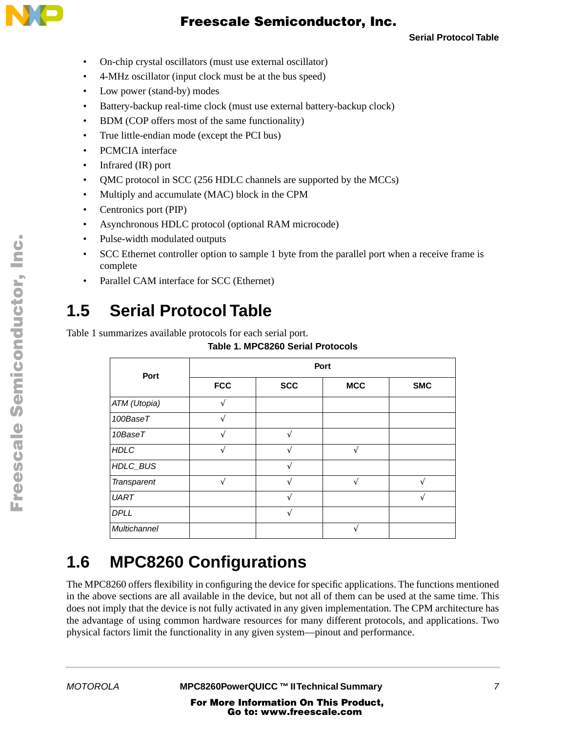- On-chip crystal oscillators (must use external oscillator)
- 4-MHz oscillator (input clock must be at the bus speed)
- Low power (stand-by) modes
- Battery-backup real-time clock (must use external battery-backup clock)
- BDM (COP offers most of the same functionality)
- True little-endian mode (except the PCI bus)
- PCMCIA interface
- Infrared (IR) port
- QMC protocol in SCC (256 HDLC channels are supported by the MCCs)
- Multiply and accumulate (MAC) block in the CPM
- Centronics port (PIP)
- Asynchronous HDLC protocol (optional RAM microcode)
- Pulse-width modulated outputs
- SCC Ethernet controller option to sample 1 byte from the parallel port when a receive frame is complete
- Parallel CAM interface for SCC (Ethernet)

## 1.5 Serial Protocol Table

Table 1 summarizes available protocols for each serial port.

**Table 1. MPC8260 Serial Protocols**

| Port | Port | | | |
|---|---|---|---|---|
| | **FCC** | **SCC** | **MCC** | **SMC** |
| *ATM (Utopia)* | √ | | | |
| *100BaseT* | √ | | | |
| *10BaseT* | √ | √ | | |
| *HDLC* | √ | √ | √ | |
| *HDLC_BUS* | | √ | | |
| *Transparent* | √ | √ | √ | √ |
| *UART* | | √ | | √ |
| *DPLL* | | √ | | |
| *Multichannel* | | | √ | |

## 1.6 MPC8260 Configurations

The MPC8260 offers flexibility in configuring the device for specific applications. The functions mentioned in the above sections are all available in the device, but not all of them can be used at the same time. This does not imply that the device is not fully activated in any given implementation. The CPM architecture has the advantage of using common hardware resources for many different protocols, and applications. Two physical factors limit the functionality in any given system—pinout and performance.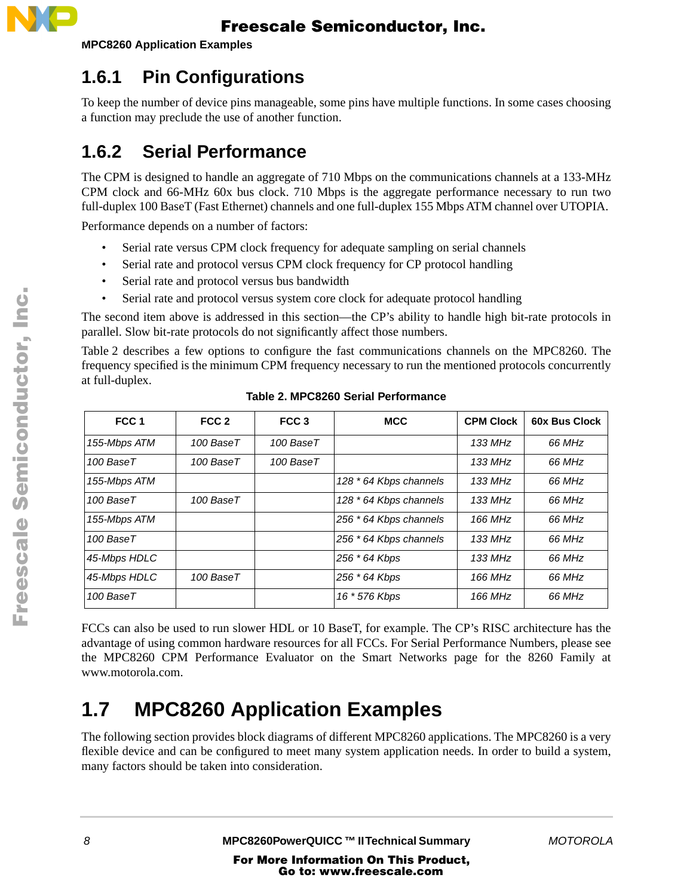### 1.6.1 Pin Configurations

To keep the number of device pins manageable, some pins have multiple functions. In some cases choosing a function may preclude the use of another function.

### 1.6.2 Serial Performance

The CPM is designed to handle an aggregate of 710 Mbps on the communications channels at a 133-MHz CPM clock and 66-MHz 60x bus clock. 710 Mbps is the aggregate performance necessary to run two full-duplex 100 BaseT (Fast Ethernet) channels and one full-duplex 155 Mbps ATM channel over UTOPIA.

Performance depends on a number of factors:

- Serial rate versus CPM clock frequency for adequate sampling on serial channels
- Serial rate and protocol versus CPM clock frequency for CP protocol handling
- Serial rate and protocol versus bus bandwidth
- Serial rate and protocol versus system core clock for adequate protocol handling

The second item above is addressed in this section—the CP's ability to handle high bit-rate protocols in parallel. Slow bit-rate protocols do not significantly affect those numbers.

Table 2 describes a few options to configure the fast communications channels on the MPC8260. The frequency specified is the minimum CPM frequency necessary to run the mentioned protocols concurrently at full-duplex.

**Table 2. MPC8260 Serial Performance**

| FCC 1 | FCC 2 | FCC 3 | MCC | CPM Clock | 60x Bus Clock |
|---|---|---|---|---|---|
| *155-Mbps ATM* | *100 BaseT* | *100 BaseT* | | *133 MHz* | *66 MHz* |
| *100 BaseT* | *100 BaseT* | *100 BaseT* | | *133 MHz* | *66 MHz* |
| *155-Mbps ATM* | | | *128 * 64 Kbps channels* | *133 MHz* | *66 MHz* |
| *100 BaseT* | *100 BaseT* | | *128 * 64 Kbps channels* | *133 MHz* | *66 MHz* |
| *155-Mbps ATM* | | | *256 * 64 Kbps channels* | *166 MHz* | *66 MHz* |
| *100 BaseT* | | | *256 * 64 Kbps channels* | *133 MHz* | *66 MHz* |
| *45-Mbps HDLC* | | | *256 * 64 Kbps* | *133 MHz* | *66 MHz* |
| *45-Mbps HDLC* | *100 BaseT* | | *256 * 64 Kbps* | *166 MHz* | *66 MHz* |
| *100 BaseT* | | | *16 * 576 Kbps* | *166 MHz* | *66 MHz* |

FCCs can also be used to run slower HDL or 10 BaseT, for example. The CP's RISC architecture has the advantage of using common hardware resources for all FCCs. For Serial Performance Numbers, please see the MPC8260 CPM Performance Evaluator on the Smart Networks page for the 8260 Family at www.motorola.com.

## 1.7 MPC8260 Application Examples

The following section provides block diagrams of different MPC8260 applications. The MPC8260 is a very flexible device and can be configured to meet many system application needs. In order to build a system, many factors should be taken into consideration.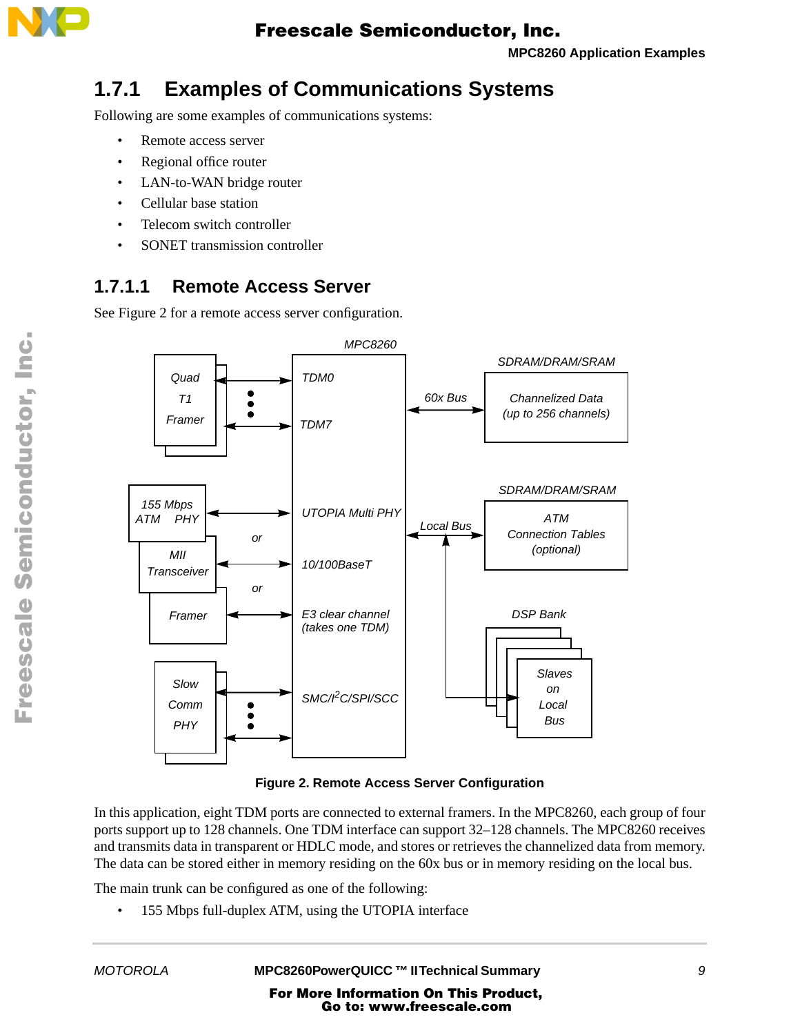## 1.7.1 Examples of Communications Systems

Following are some examples of communications systems:

- Remote access server
- Regional office router
- LAN-to-WAN bridge router
- Cellular base station
- Telecom switch controller
- SONET transmission controller

### 1.7.1.1 Remote Access Server

See Figure 2 for a remote access server configuration.

**Figure 2. Remote Access Server Configuration**

In this application, eight TDM ports are connected to external framers. In the MPC8260, each group of four ports support up to 128 channels. One TDM interface can support 32–128 channels. The MPC8260 receives and transmits data in transparent or HDLC mode, and stores or retrieves the channelized data from memory. The data can be stored either in memory residing on the 60x bus or in memory residing on the local bus.

The main trunk can be configured as one of the following:

- 155 Mbps full-duplex ATM, using the UTOPIA interface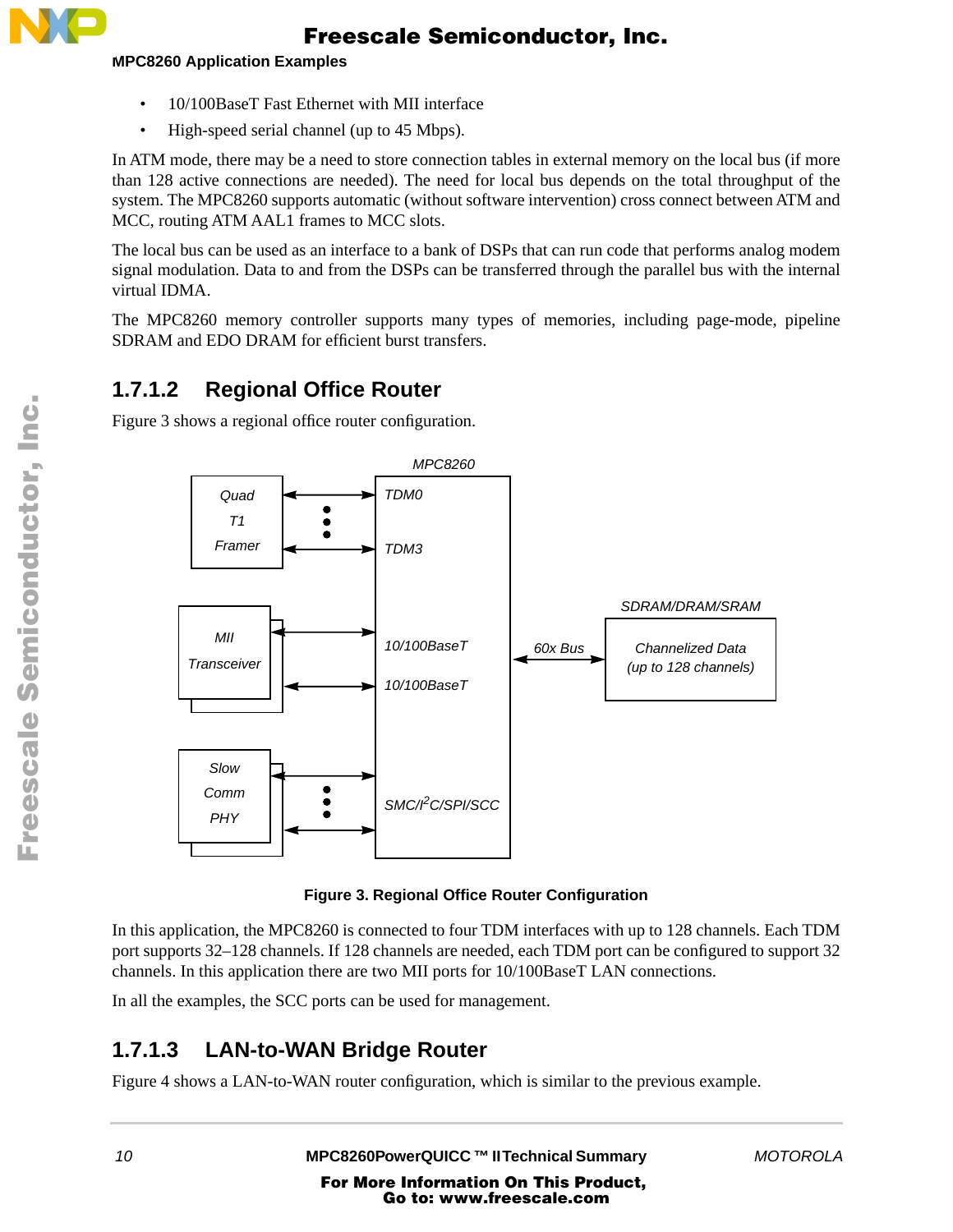- 10/100BaseT Fast Ethernet with MII interface
- High-speed serial channel (up to 45 Mbps).

In ATM mode, there may be a need to store connection tables in external memory on the local bus (if more than 128 active connections are needed). The need for local bus depends on the total throughput of the system. The MPC8260 supports automatic (without software intervention) cross connect between ATM and MCC, routing ATM AAL1 frames to MCC slots.

The local bus can be used as an interface to a bank of DSPs that can run code that performs analog modem signal modulation. Data to and from the DSPs can be transferred through the parallel bus with the internal virtual IDMA.

The MPC8260 memory controller supports many types of memories, including page-mode, pipeline SDRAM and EDO DRAM for efficient burst transfers.

### 1.7.1.2 Regional Office Router

Figure 3 shows a regional office router configuration.

*Quad T1 Framer* ↔ *TDM0* … *TDM3* (*MPC8260*)

*MII Transceiver* ↔ *10/100BaseT*, *10/100BaseT*

*Slow Comm PHY* ↔ *SMC/I²C/SPI/SCC*

*MPC8260* ↔ *60x Bus* ↔ *SDRAM/DRAM/SRAM*: *Channelized Data (up to 128 channels)*

**Figure 3. Regional Office Router Configuration**

In this application, the MPC8260 is connected to four TDM interfaces with up to 128 channels. Each TDM port supports 32–128 channels. If 128 channels are needed, each TDM port can be configured to support 32 channels. In this application there are two MII ports for 10/100BaseT LAN connections.

In all the examples, the SCC ports can be used for management.

### 1.7.1.3 LAN-to-WAN Bridge Router

Figure 4 shows a LAN-to-WAN router configuration, which is similar to the previous example.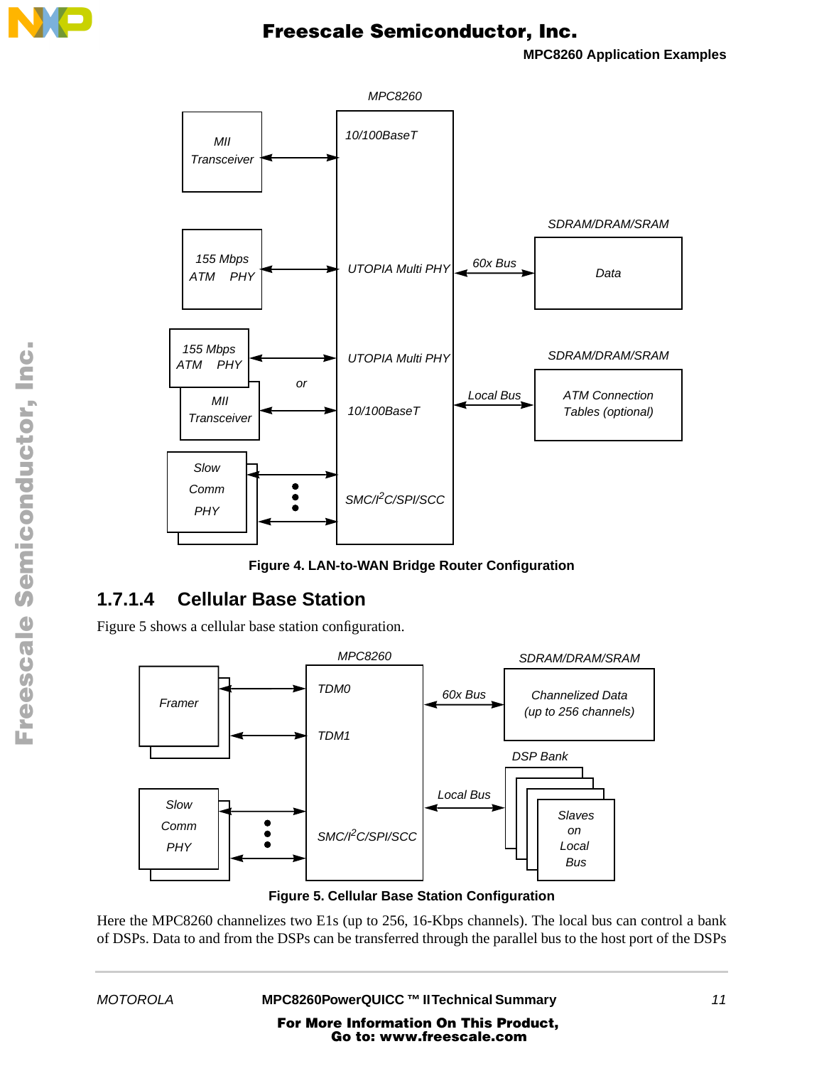Figure 4. LAN-to-WAN Bridge Router Configuration

### 1.7.1.4 Cellular Base Station

Figure 5 shows a cellular base station configuration.

Figure 5. Cellular Base Station Configuration

Here the MPC8260 channelizes two E1s (up to 256, 16-Kbps channels). The local bus can control a bank of DSPs. Data to and from the DSPs can be transferred through the parallel bus to the host port of the DSPs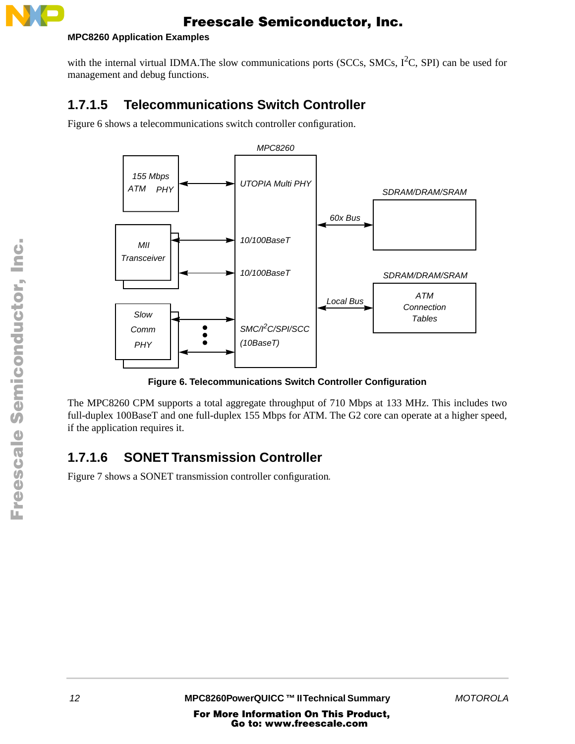with the internal virtual IDMA.The slow communications ports (SCCs, SMCs, $I^2C$, SPI) can be used for management and debug functions.

### 1.7.1.5 Telecommunications Switch Controller

Figure 6 shows a telecommunications switch controller configuration.

**Figure 6. Telecommunications Switch Controller Configuration**

The MPC8260 CPM supports a total aggregate throughput of 710 Mbps at 133 MHz. This includes two full-duplex 100BaseT and one full-duplex 155 Mbps for ATM. The G2 core can operate at a higher speed, if the application requires it.

### 1.7.1.6 SONET Transmission Controller

Figure 7 shows a SONET transmission controller configuration.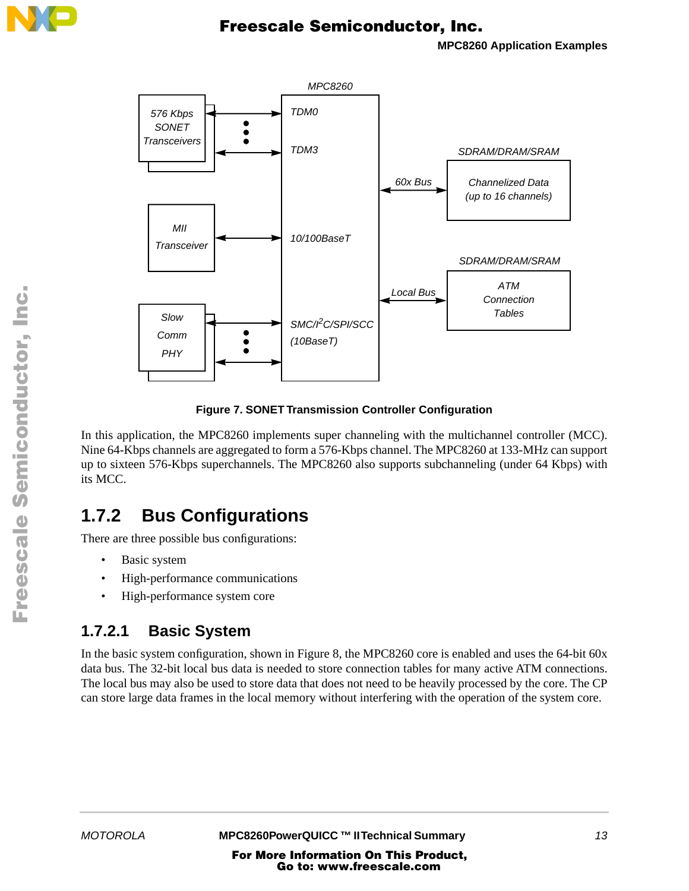MPC8260

576 Kbps SONET Transceivers

TDM0

TDM3

SDRAM/DRAM/SRAM

60x Bus

Channelized Data (up to 16 channels)

MII Transceiver

10/100BaseT

SDRAM/DRAM/SRAM

Local Bus

ATM Connection Tables

Slow Comm PHY

SMC/I²C/SPI/SCC (10BaseT)

**Figure 7. SONET Transmission Controller Configuration**

In this application, the MPC8260 implements super channeling with the multichannel controller (MCC). Nine 64-Kbps channels are aggregated to form a 576-Kbps channel. The MPC8260 at 133-MHz can support up to sixteen 576-Kbps superchannels. The MPC8260 also supports subchanneling (under 64 Kbps) with its MCC.

## 1.7.2 Bus Configurations

There are three possible bus configurations:

- Basic system
- High-performance communications
- High-performance system core

### 1.7.2.1 Basic System

In the basic system configuration, shown in Figure 8, the MPC8260 core is enabled and uses the 64-bit 60x data bus. The 32-bit local bus data is needed to store connection tables for many active ATM connections. The local bus may also be used to store data that does not need to be heavily processed by the core. The CP can store large data frames in the local memory without interfering with the operation of the system core.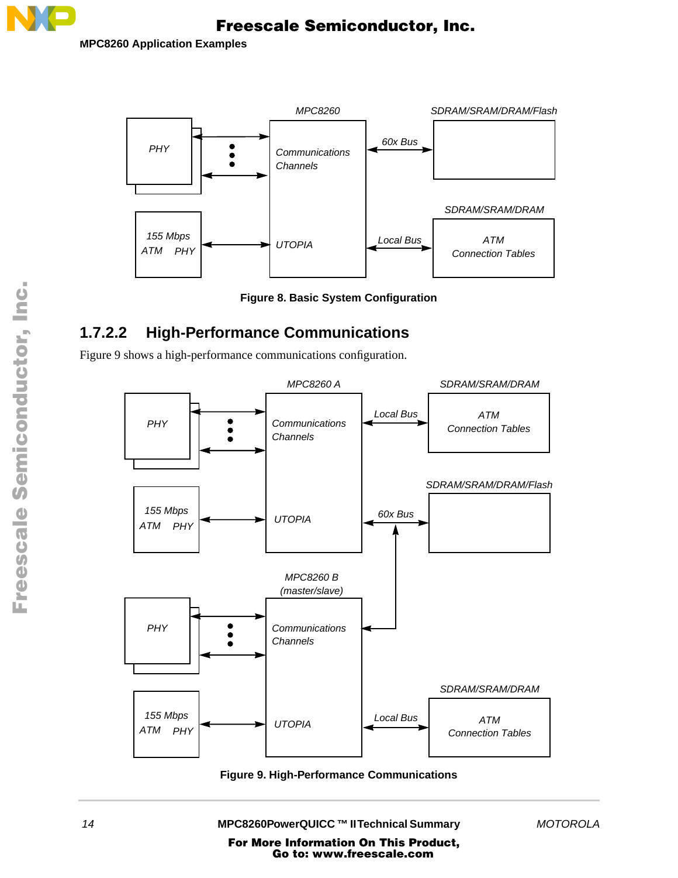Figure 8. Basic System Configuration

### 1.7.2.2 High-Performance Communications

Figure 9 shows a high-performance communications configuration.

Figure 9. High-Performance Communications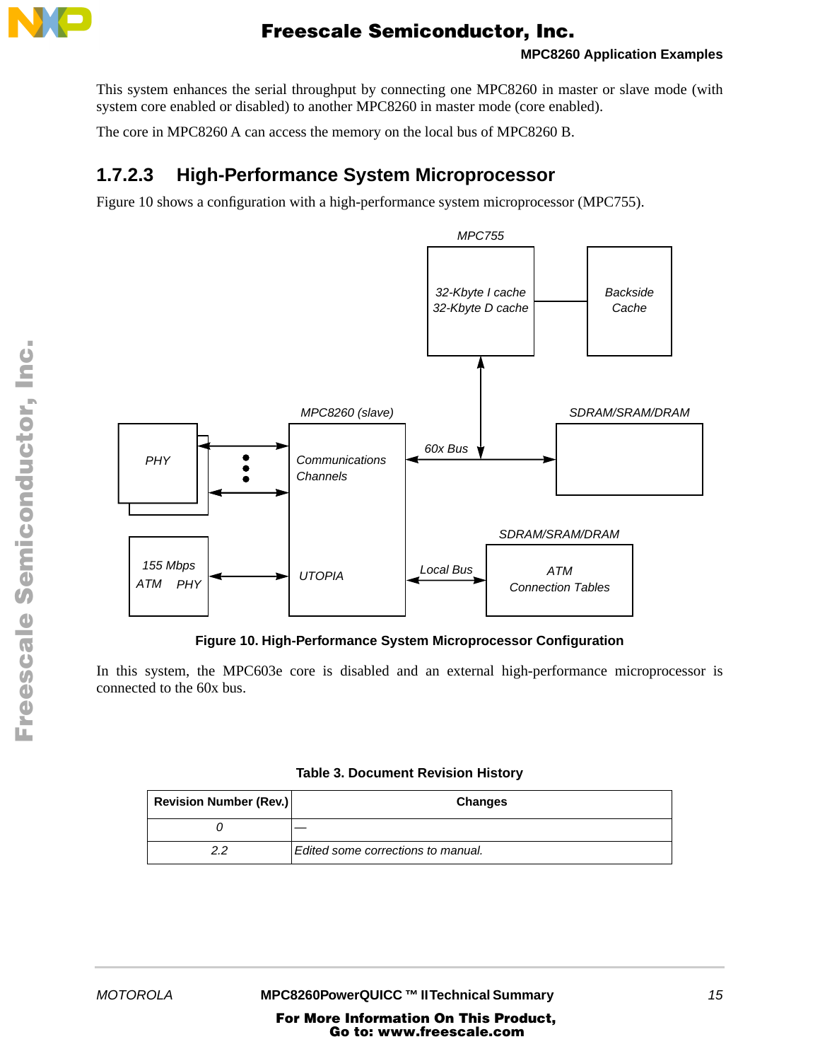This system enhances the serial throughput by connecting one MPC8260 in master or slave mode (with system core enabled or disabled) to another MPC8260 in master mode (core enabled).

The core in MPC8260 A can access the memory on the local bus of MPC8260 B.

### 1.7.2.3 High-Performance System Microprocessor

Figure 10 shows a configuration with a high-performance system microprocessor (MPC755).

**Figure 10. High-Performance System Microprocessor Configuration**

In this system, the MPC603e core is disabled and an external high-performance microprocessor is connected to the 60x bus.

**Table 3. Document Revision History**

| Revision Number (Rev.) | Changes |
|---|---|
| 0 | — |
| 2.2 | Edited some corrections to manual. |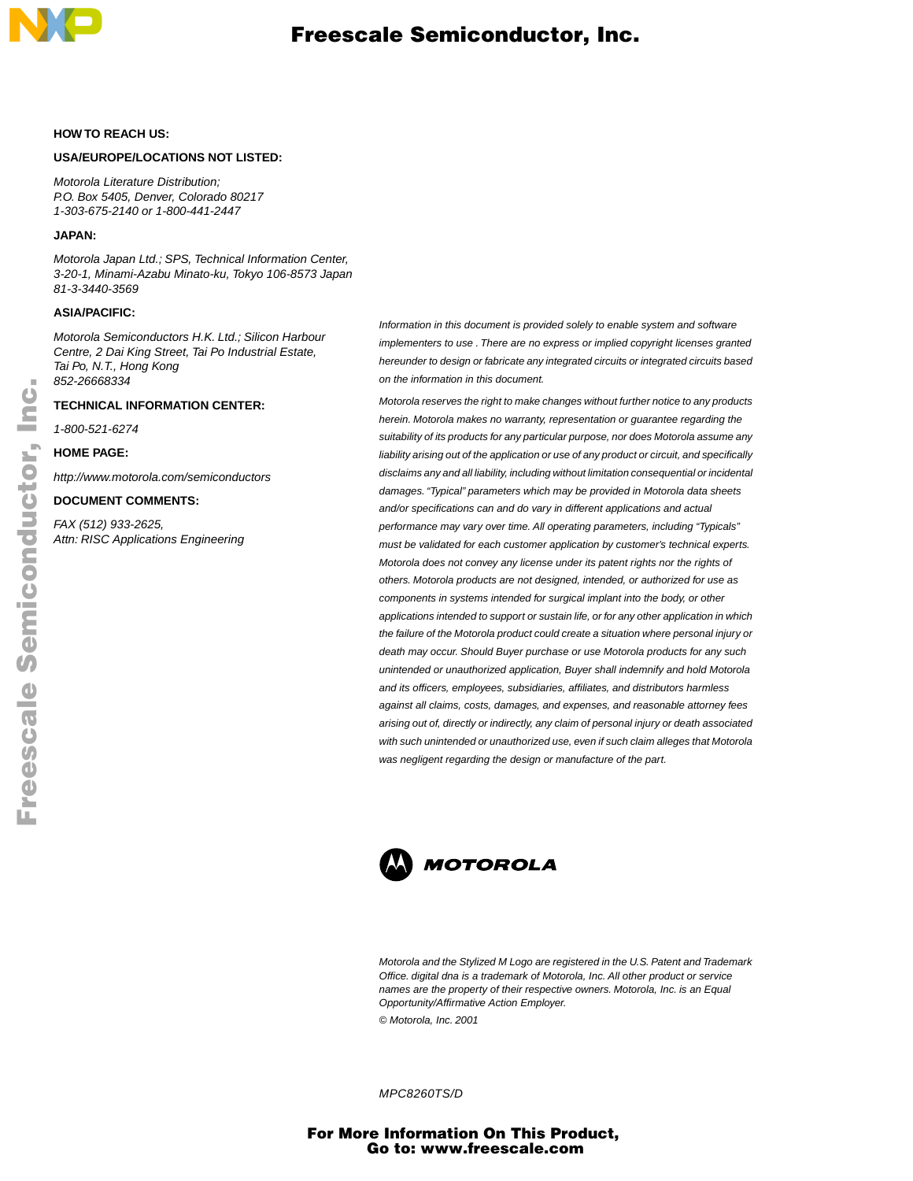**HOW TO REACH US:**

**USA/EUROPE/LOCATIONS NOT LISTED:**

*Motorola Literature Distribution;*
*P.O. Box 5405, Denver, Colorado 80217*
*1-303-675-2140 or 1-800-441-2447*

**JAPAN:**

*Motorola Japan Ltd.; SPS, Technical Information Center,*
*3-20-1, Minami-Azabu Minato-ku, Tokyo 106-8573 Japan*
*81-3-3440-3569*

**ASIA/PACIFIC:**

*Motorola Semiconductors H.K. Ltd.; Silicon Harbour Centre, 2 Dai King Street, Tai Po Industrial Estate, Tai Po, N.T., Hong Kong*
*852-26668334*

**TECHNICAL INFORMATION CENTER:**

*1-800-521-6274*

**HOME PAGE:**

*http://www.motorola.com/semiconductors*

**DOCUMENT COMMENTS:**

*FAX (512) 933-2625,*
*Attn: RISC Applications Engineering*

*Information in this document is provided solely to enable system and software implementers to use . There are no express or implied copyright licenses granted hereunder to design or fabricate any integrated circuits or integrated circuits based on the information in this document.*

*Motorola reserves the right to make changes without further notice to any products herein. Motorola makes no warranty, representation or guarantee regarding the suitability of its products for any particular purpose, nor does Motorola assume any liability arising out of the application or use of any product or circuit, and specifically disclaims any and all liability, including without limitation consequential or incidental damages. "Typical" parameters which may be provided in Motorola data sheets and/or specifications can and do vary in different applications and actual performance may vary over time. All operating parameters, including "Typicals" must be validated for each customer application by customer's technical experts. Motorola does not convey any license under its patent rights nor the rights of others. Motorola products are not designed, intended, or authorized for use as components in systems intended for surgical implant into the body, or other applications intended to support or sustain life, or for any other application in which the failure of the Motorola product could create a situation where personal injury or death may occur. Should Buyer purchase or use Motorola products for any such unintended or unauthorized application, Buyer shall indemnify and hold Motorola and its officers, employees, subsidiaries, affiliates, and distributors harmless against all claims, costs, damages, and expenses, and reasonable attorney fees arising out of, directly or indirectly, any claim of personal injury or death associated with such unintended or unauthorized use, even if such claim alleges that Motorola was negligent regarding the design or manufacture of the part.*

**MOTOROLA**

*Motorola and the Stylized M Logo are registered in the U.S. Patent and Trademark Office. digital dna is a trademark of Motorola, Inc. All other product or service names are the property of their respective owners. Motorola, Inc. is an Equal Opportunity/Affirmative Action Employer.*

*© Motorola, Inc. 2001*

*MPC8260TS/D*